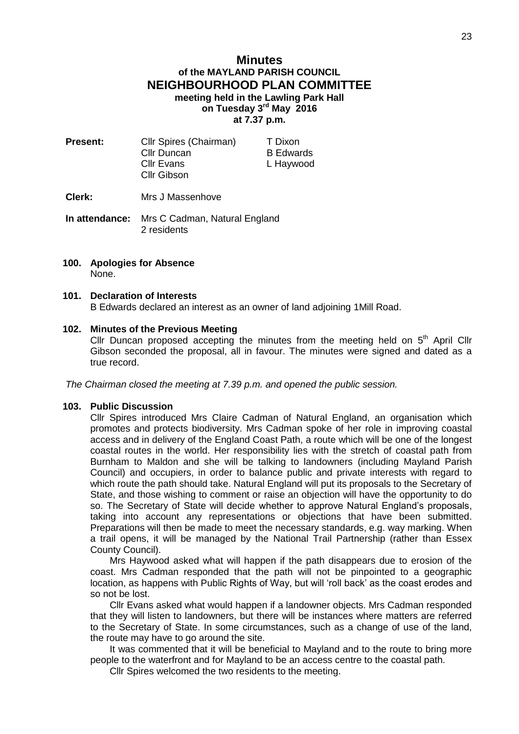# Minutes

## of the MAYLAND PARISH COUNCIL

## NEIGHBOURHOOD PLAN COMMITTEE

**meeting held in the Lawling Park Hall**
**on Tuesday 3rd May 2016**
**at 7.37 p.m.**

| | | |
|---|---|---|
| **Present:** | Cllr Spires (Chairman) | T Dixon |
| | Cllr Duncan | B Edwards |
| | Cllr Evans | L Haywood |
| | Cllr Gibson | |

**Clerk:** Mrs J Massenhove

**In attendance:** Mrs C Cadman, Natural England
2 residents

### 100. Apologies for Absence

None.

### 101. Declaration of Interests

B Edwards declared an interest as an owner of land adjoining 1Mill Road.

### 102. Minutes of the Previous Meeting

Cllr Duncan proposed accepting the minutes from the meeting held on 5th April Cllr Gibson seconded the proposal, all in favour. The minutes were signed and dated as a true record.

*The Chairman closed the meeting at 7.39 p.m. and opened the public session.*

### 103. Public Discussion

Cllr Spires introduced Mrs Claire Cadman of Natural England, an organisation which promotes and protects biodiversity. Mrs Cadman spoke of her role in improving coastal access and in delivery of the England Coast Path, a route which will be one of the longest coastal routes in the world. Her responsibility lies with the stretch of coastal path from Burnham to Maldon and she will be talking to landowners (including Mayland Parish Council) and occupiers, in order to balance public and private interests with regard to which route the path should take. Natural England will put its proposals to the Secretary of State, and those wishing to comment or raise an objection will have the opportunity to do so. The Secretary of State will decide whether to approve Natural England's proposals, taking into account any representations or objections that have been submitted. Preparations will then be made to meet the necessary standards, e.g. way marking. When a trail opens, it will be managed by the National Trail Partnership (rather than Essex County Council).

Mrs Haywood asked what will happen if the path disappears due to erosion of the coast. Mrs Cadman responded that the path will not be pinpointed to a geographic location, as happens with Public Rights of Way, but will 'roll back' as the coast erodes and so not be lost.

Cllr Evans asked what would happen if a landowner objects. Mrs Cadman responded that they will listen to landowners, but there will be instances where matters are referred to the Secretary of State. In some circumstances, such as a change of use of the land, the route may have to go around the site.

It was commented that it will be beneficial to Mayland and to the route to bring more people to the waterfront and for Mayland to be an access centre to the coastal path.

Cllr Spires welcomed the two residents to the meeting.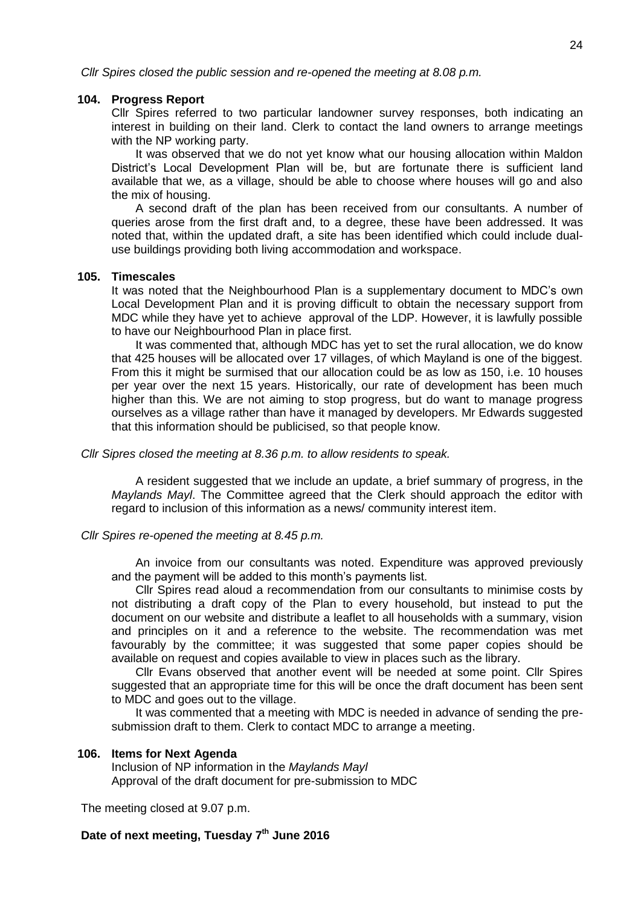*Cllr Spires closed the public session and re-opened the meeting at 8.08 p.m.*

**104. Progress Report**

Cllr Spires referred to two particular landowner survey responses, both indicating an interest in building on their land. Clerk to contact the land owners to arrange meetings with the NP working party.

It was observed that we do not yet know what our housing allocation within Maldon District's Local Development Plan will be, but are fortunate there is sufficient land available that we, as a village, should be able to choose where houses will go and also the mix of housing.

A second draft of the plan has been received from our consultants. A number of queries arose from the first draft and, to a degree, these have been addressed. It was noted that, within the updated draft, a site has been identified which could include dual-use buildings providing both living accommodation and workspace.

**105. Timescales**

It was noted that the Neighbourhood Plan is a supplementary document to MDC's own Local Development Plan and it is proving difficult to obtain the necessary support from MDC while they have yet to achieve approval of the LDP. However, it is lawfully possible to have our Neighbourhood Plan in place first.

It was commented that, although MDC has yet to set the rural allocation, we do know that 425 houses will be allocated over 17 villages, of which Mayland is one of the biggest. From this it might be surmised that our allocation could be as low as 150, i.e. 10 houses per year over the next 15 years. Historically, our rate of development has been much higher than this. We are not aiming to stop progress, but do want to manage progress ourselves as a village rather than have it managed by developers. Mr Edwards suggested that this information should be publicised, so that people know.

*Cllr Sipres closed the meeting at 8.36 p.m. to allow residents to speak.*

A resident suggested that we include an update, a brief summary of progress, in the *Maylands Mayl*. The Committee agreed that the Clerk should approach the editor with regard to inclusion of this information as a news/ community interest item.

*Cllr Spires re-opened the meeting at 8.45 p.m.*

An invoice from our consultants was noted. Expenditure was approved previously and the payment will be added to this month's payments list.

Cllr Spires read aloud a recommendation from our consultants to minimise costs by not distributing a draft copy of the Plan to every household, but instead to put the document on our website and distribute a leaflet to all households with a summary, vision and principles on it and a reference to the website. The recommendation was met favourably by the committee; it was suggested that some paper copies should be available on request and copies available to view in places such as the library.

Cllr Evans observed that another event will be needed at some point. Cllr Spires suggested that an appropriate time for this will be once the draft document has been sent to MDC and goes out to the village.

It was commented that a meeting with MDC is needed in advance of sending the pre-submission draft to them. Clerk to contact MDC to arrange a meeting.

**106. Items for Next Agenda**

Inclusion of NP information in the *Maylands Mayl*
Approval of the draft document for pre-submission to MDC

The meeting closed at 9.07 p.m.

**Date of next meeting, Tuesday 7th June 2016**